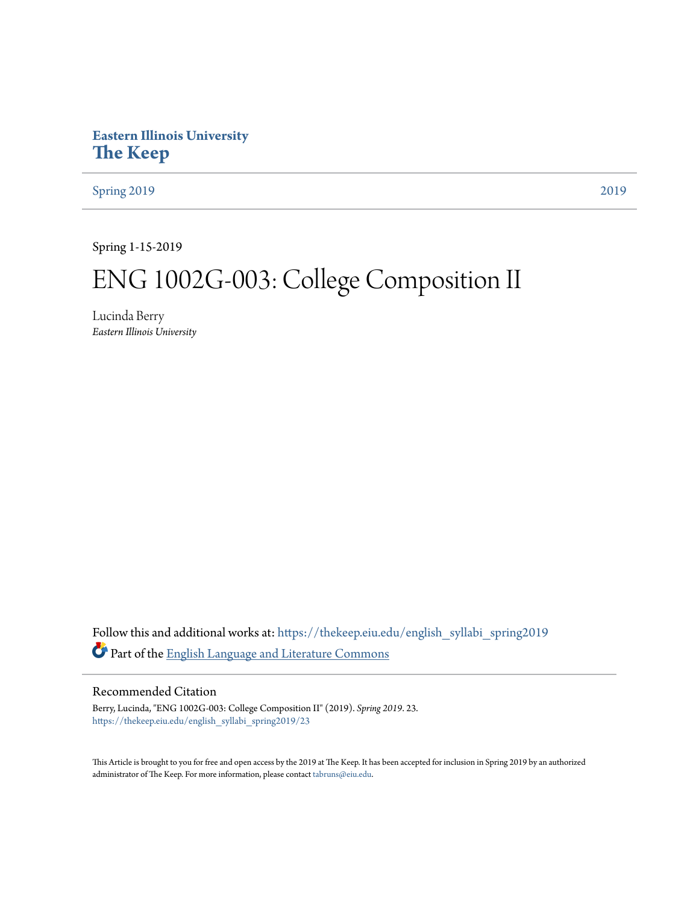**Eastern Illinois University**
# The Keep

Spring 2019 | 2019

Spring 1-15-2019

# ENG 1002G-003: College Composition II

Lucinda Berry
*Eastern Illinois University*

Follow this and additional works at: https://thekeep.eiu.edu/english_syllabi_spring2019

Part of the English Language and Literature Commons

## Recommended Citation

Berry, Lucinda, "ENG 1002G-003: College Composition II" (2019). *Spring 2019*. 23.
https://thekeep.eiu.edu/english_syllabi_spring2019/23

This Article is brought to you for free and open access by the 2019 at The Keep. It has been accepted for inclusion in Spring 2019 by an authorized administrator of The Keep. For more information, please contact tabruns@eiu.edu.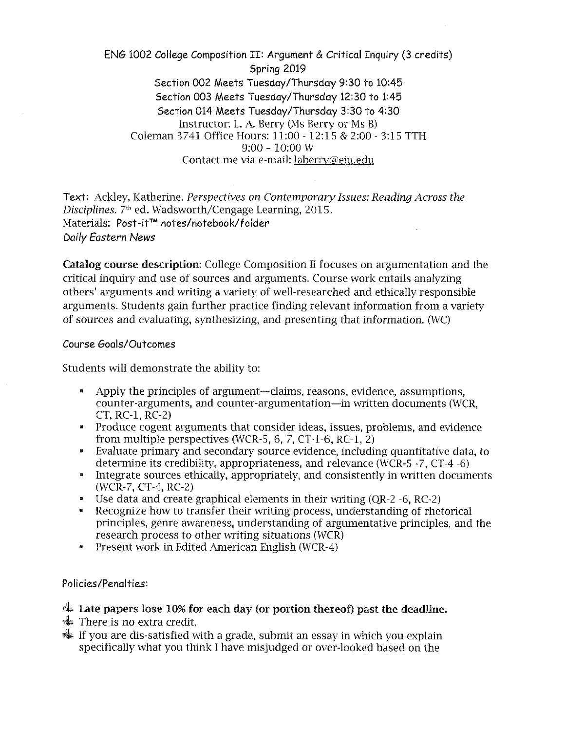ENG 1002 College Composition II: Argument & Critical Inquiry (3 credits)
Spring 2019
Section 002 Meets Tuesday/Thursday 9:30 to 10:45
Section 003 Meets Tuesday/Thursday 12:30 to 1:45
Section 014 Meets Tuesday/Thursday 3:30 to 4:30
Instructor: L. A. Berry (Ms Berry or Ms B)
Coleman 3741 Office Hours: 11:00 - 12:15 & 2:00 - 3:15 TTH
9:00 – 10:00 W
Contact me via e-mail: laberry@eiu.edu

Text: Ackley, Katherine. *Perspectives on Contemporary Issues: Reading Across the Disciplines.* 7th ed. Wadsworth/Cengage Learning, 2015.
Materials: Post-it™ notes/notebook/folder
*Daily Eastern News*

**Catalog course description:** College Composition II focuses on argumentation and the critical inquiry and use of sources and arguments. Course work entails analyzing others' arguments and writing a variety of well-researched and ethically responsible arguments. Students gain further practice finding relevant information from a variety of sources and evaluating, synthesizing, and presenting that information. (WC)

Course Goals/Outcomes

Students will demonstrate the ability to:

- Apply the principles of argument—claims, reasons, evidence, assumptions, counter-arguments, and counter-argumentation—in written documents (WCR, CT, RC-1, RC-2)
- Produce cogent arguments that consider ideas, issues, problems, and evidence from multiple perspectives (WCR-5, 6, 7, CT-1-6, RC-1, 2)
- Evaluate primary and secondary source evidence, including quantitative data, to determine its credibility, appropriateness, and relevance (WCR-5 -7, CT-4 -6)
- Integrate sources ethically, appropriately, and consistently in written documents (WCR-7, CT-4, RC-2)
- Use data and create graphical elements in their writing (QR-2 -6, RC-2)
- Recognize how to transfer their writing process, understanding of rhetorical principles, genre awareness, understanding of argumentative principles, and the research process to other writing situations (WCR)
- Present work in Edited American English (WCR-4)

Policies/Penalties:

- **Late papers lose 10% for each day (or portion thereof) past the deadline.**
- There is no extra credit.
- If you are dis-satisfied with a grade, submit an essay in which you explain specifically what you think I have misjudged or over-looked based on the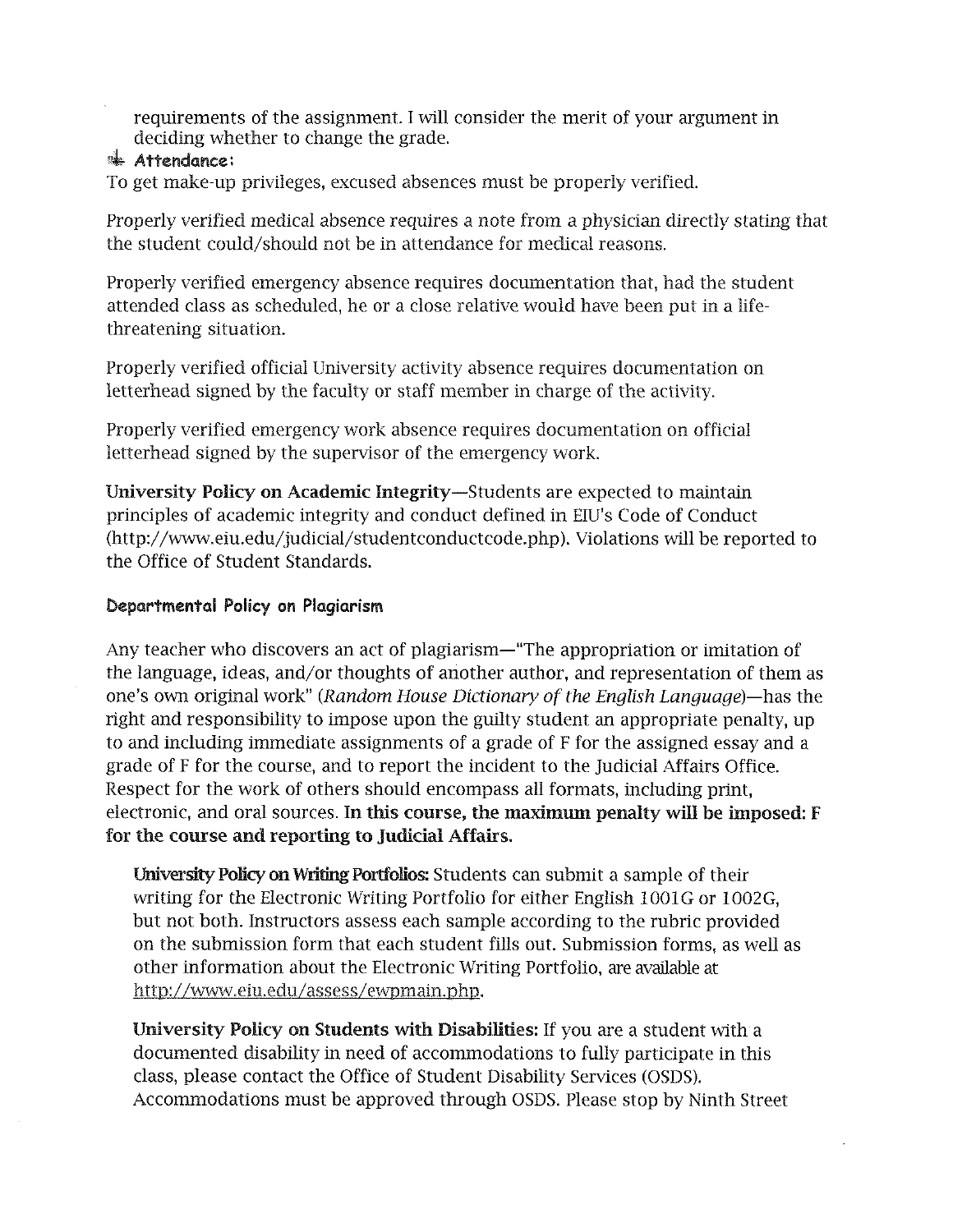requirements of the assignment. I will consider the merit of your argument in deciding whether to change the grade.

**Attendance:**

To get make-up privileges, excused absences must be properly verified.

Properly verified medical absence requires a note from a physician directly stating that the student could/should not be in attendance for medical reasons.

Properly verified emergency absence requires documentation that, had the student attended class as scheduled, he or a close relative would have been put in a life-threatening situation.

Properly verified official University activity absence requires documentation on letterhead signed by the faculty or staff member in charge of the activity.

Properly verified emergency work absence requires documentation on official letterhead signed by the supervisor of the emergency work.

**University Policy on Academic Integrity**—Students are expected to maintain principles of academic integrity and conduct defined in EIU's Code of Conduct (http://www.eiu.edu/judicial/studentconductcode.php). Violations will be reported to the Office of Student Standards.

**Departmental Policy on Plagiarism**

Any teacher who discovers an act of plagiarism—"The appropriation or imitation of the language, ideas, and/or thoughts of another author, and representation of them as one's own original work" (*Random House Dictionary of the English Language*)—has the right and responsibility to impose upon the guilty student an appropriate penalty, up to and including immediate assignments of a grade of F for the assigned essay and a grade of F for the course, and to report the incident to the Judicial Affairs Office. Respect for the work of others should encompass all formats, including print, electronic, and oral sources. **In this course, the maximum penalty will be imposed: F for the course and reporting to Judicial Affairs.**

**University Policy on Writing Portfolios:** Students can submit a sample of their writing for the Electronic Writing Portfolio for either English 1001G or 1002G, but not both. Instructors assess each sample according to the rubric provided on the submission form that each student fills out. Submission forms, as well as other information about the Electronic Writing Portfolio, are available at http://www.eiu.edu/assess/ewpmain.php.

**University Policy on Students with Disabilities:** If you are a student with a documented disability in need of accommodations to fully participate in this class, please contact the Office of Student Disability Services (OSDS). Accommodations must be approved through OSDS. Please stop by Ninth Street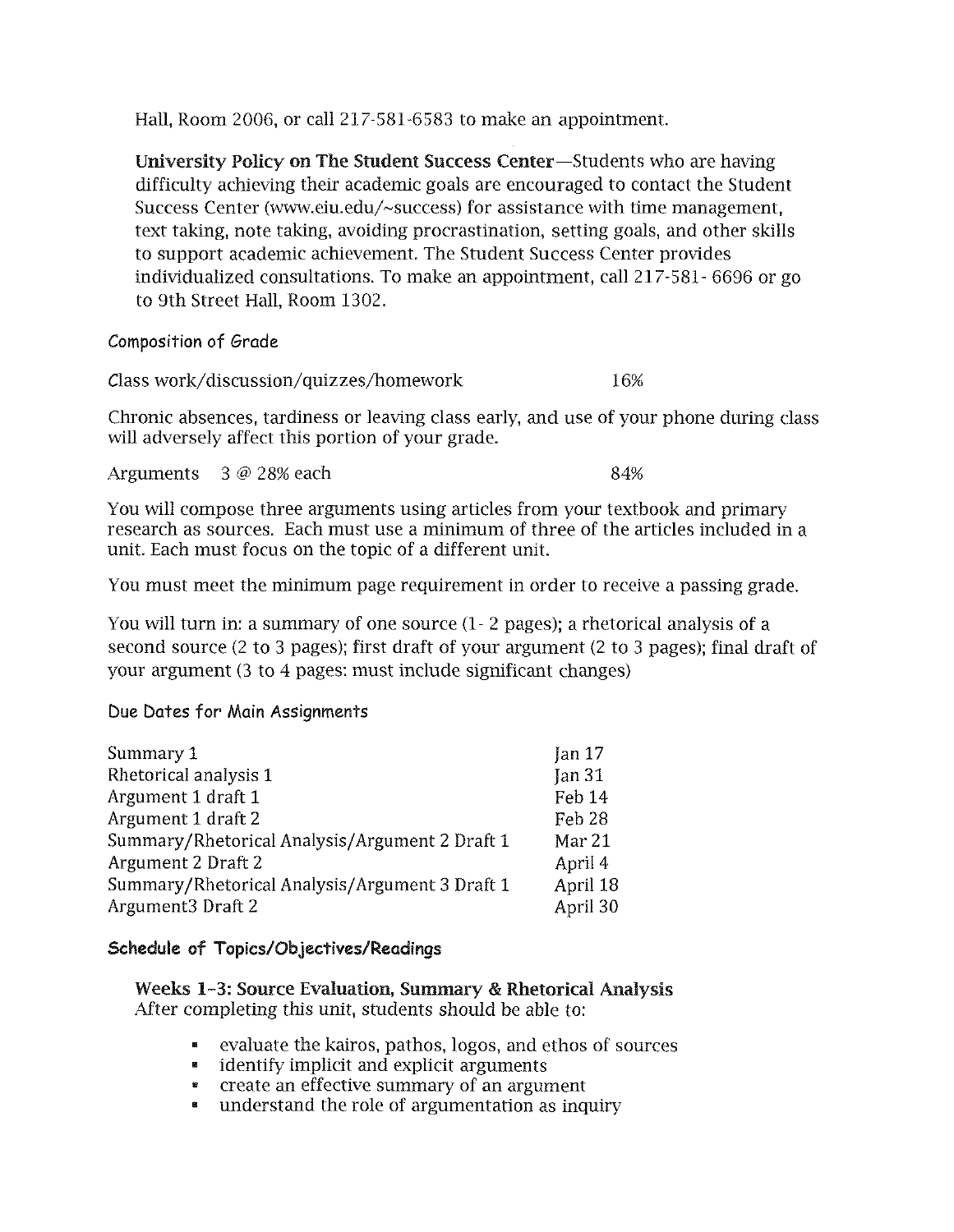Hall, Room 2006, or call 217-581-6583 to make an appointment.

**University Policy on The Student Success Center**—Students who are having difficulty achieving their academic goals are encouraged to contact the Student Success Center (www.eiu.edu/~success) for assistance with time management, text taking, note taking, avoiding procrastination, setting goals, and other skills to support academic achievement. The Student Success Center provides individualized consultations. To make an appointment, call 217-581- 6696 or go to 9th Street Hall, Room 1302.

### Composition of Grade

Class work/discussion/quizzes/homework 16%

Chronic absences, tardiness or leaving class early, and use of your phone during class will adversely affect this portion of your grade.

Arguments 3 @ 28% each 84%

You will compose three arguments using articles from your textbook and primary research as sources. Each must use a minimum of three of the articles included in a unit. Each must focus on the topic of a different unit.

You must meet the minimum page requirement in order to receive a passing grade.

You will turn in: a summary of one source (1- 2 pages); a rhetorical analysis of a second source (2 to 3 pages); first draft of your argument (2 to 3 pages); final draft of your argument (3 to 4 pages: must include significant changes)

### Due Dates for Main Assignments

| | |
|---|---|
| Summary 1 | Jan 17 |
| Rhetorical analysis 1 | Jan 31 |
| Argument 1 draft 1 | Feb 14 |
| Argument 1 draft 2 | Feb 28 |
| Summary/Rhetorical Analysis/Argument 2 Draft 1 | Mar 21 |
| Argument 2 Draft 2 | April 4 |
| Summary/Rhetorical Analysis/Argument 3 Draft 1 | April 18 |
| Argument3 Draft 2 | April 30 |

### Schedule of Topics/Objectives/Readings

**Weeks 1-3: Source Evaluation, Summary & Rhetorical Analysis**
After completing this unit, students should be able to:

- evaluate the kairos, pathos, logos, and ethos of sources
- identify implicit and explicit arguments
- create an effective summary of an argument
- understand the role of argumentation as inquiry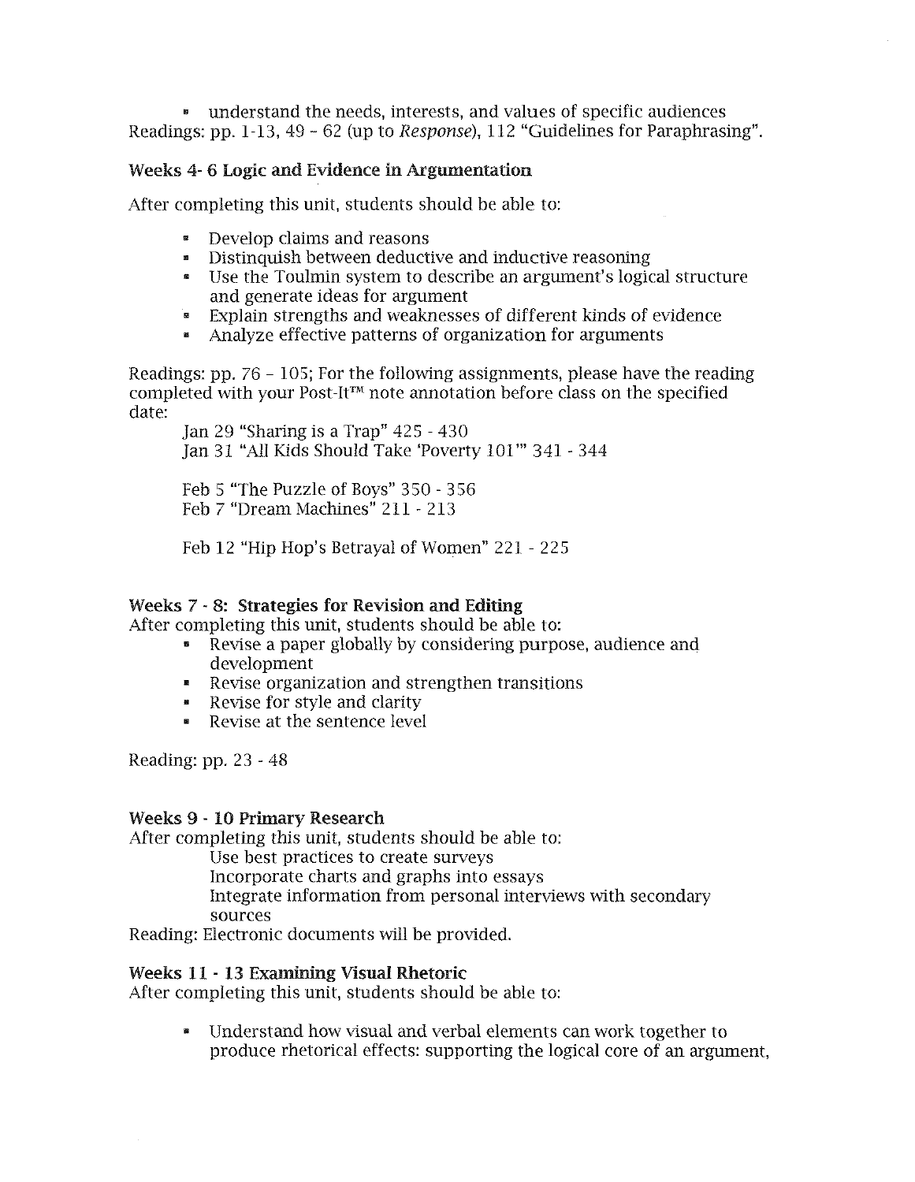- understand the needs, interests, and values of specific audiences

Readings: pp. 1-13, 49 – 62 (up to *Response*), 112 "Guidelines for Paraphrasing".

### Weeks 4- 6 Logic and Evidence in Argumentation

After completing this unit, students should be able to:

- Develop claims and reasons
- Distinquish between deductive and inductive reasoning
- Use the Toulmin system to describe an argument's logical structure and generate ideas for argument
- Explain strengths and weaknesses of different kinds of evidence
- Analyze effective patterns of organization for arguments

Readings: pp. 76 – 105; For the following assignments, please have the reading completed with your Post-It™ note annotation before class on the specified date:

Jan 29 "Sharing is a Trap" 425 - 430
Jan 31 "All Kids Should Take 'Poverty 101'" 341 - 344

Feb 5 "The Puzzle of Boys" 350 - 356
Feb 7 "Dream Machines" 211 - 213

Feb 12 "Hip Hop's Betrayal of Women" 221 - 225

### Weeks 7 - 8: Strategies for Revision and Editing

After completing this unit, students should be able to:

- Revise a paper globally by considering purpose, audience and development
- Revise organization and strengthen transitions
- Revise for style and clarity
- Revise at the sentence level

Reading: pp. 23 - 48

### Weeks 9 - 10 Primary Research

After completing this unit, students should be able to:

Use best practices to create surveys
Incorporate charts and graphs into essays
Integrate information from personal interviews with secondary sources

Reading: Electronic documents will be provided.

### Weeks 11 - 13 Examining Visual Rhetoric

After completing this unit, students should be able to:

- Understand how visual and verbal elements can work together to produce rhetorical effects: supporting the logical core of an argument,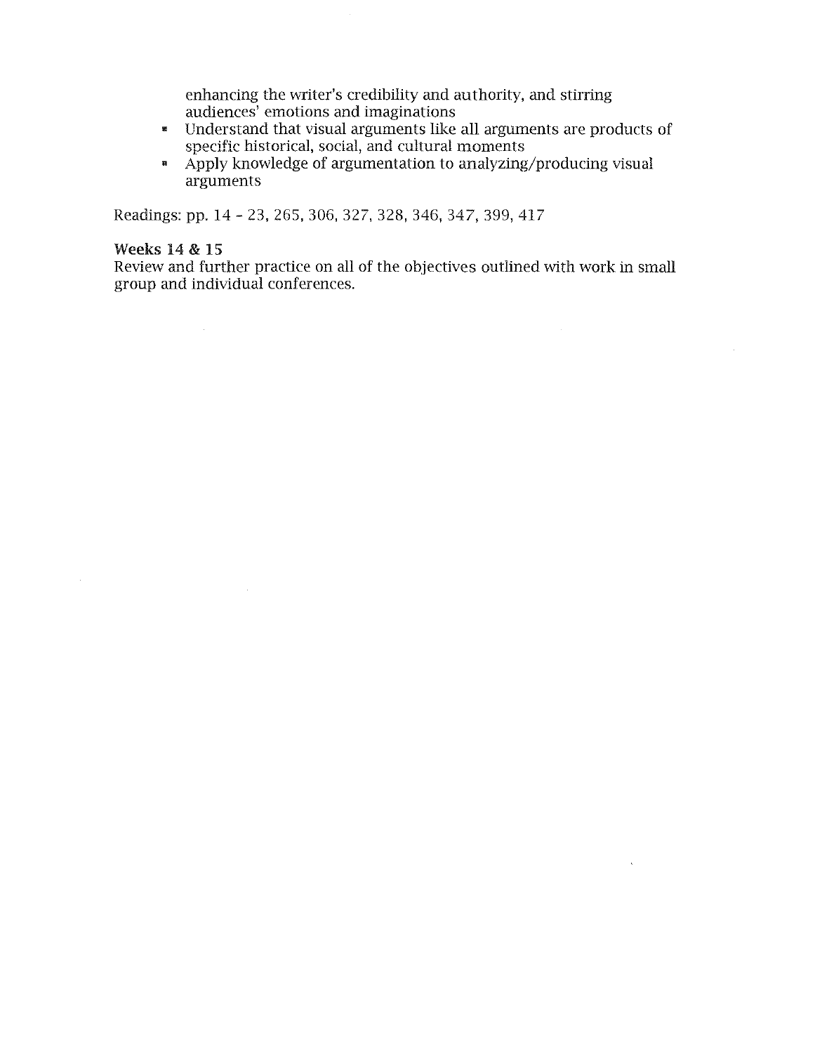enhancing the writer's credibility and authority, and stirring audiences' emotions and imaginations

- Understand that visual arguments like all arguments are products of specific historical, social, and cultural moments
- Apply knowledge of argumentation to analyzing/producing visual arguments

Readings: pp. 14 – 23, 265, 306, 327, 328, 346, 347, 399, 417

**Weeks 14 & 15**

Review and further practice on all of the objectives outlined with work in small group and individual conferences.